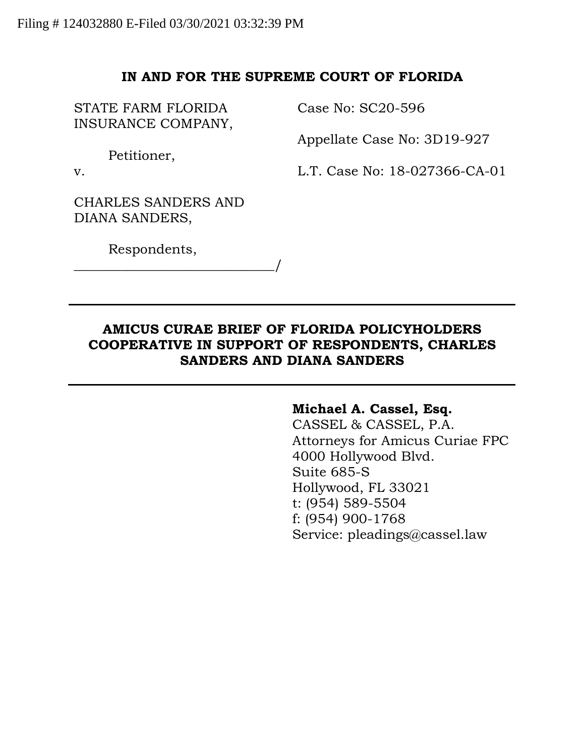Filing # 124032880 E-Filed 03/30/2021 03:32:39 PM

**IN AND FOR THE SUPREME COURT OF FLORIDA**

STATE FARM FLORIDA INSURANCE COMPANY,

Petitioner,

v.

CHARLES SANDERS AND DIANA SANDERS,

Respondents,
\_\_\_\_\_\_\_\_\_\_\_\_\_\_\_\_\_\_\_\_\_\_\_\_\_\_\_\_/

Case No: SC20-596

Appellate Case No: 3D19-927

L.T. Case No: 18-027366-CA-01

---

**AMICUS CURAE BRIEF OF FLORIDA POLICYHOLDERS COOPERATIVE IN SUPPORT OF RESPONDENTS, CHARLES SANDERS AND DIANA SANDERS**

---

**Michael A. Cassel, Esq.**
CASSEL & CASSEL, P.A.
Attorneys for Amicus Curiae FPC
4000 Hollywood Blvd.
Suite 685-S
Hollywood, FL 33021
t: (954) 589-5504
f: (954) 900-1768
Service: pleadings@cassel.law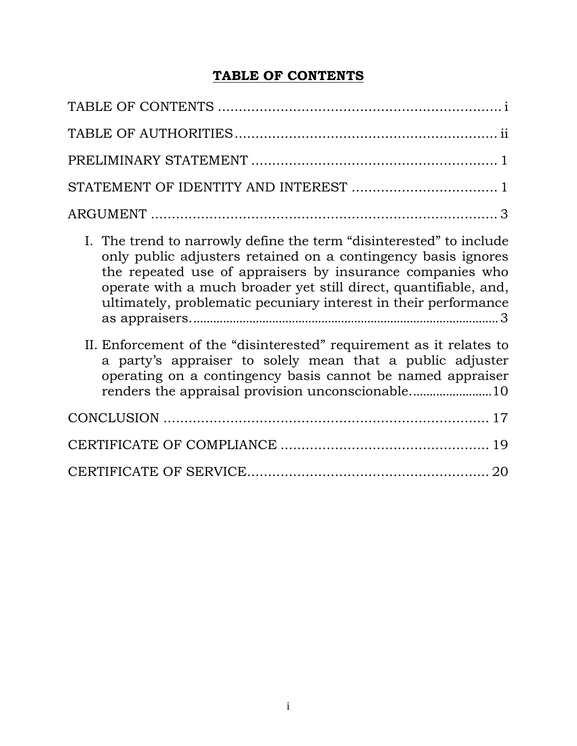# **TABLE OF CONTENTS**

TABLE OF CONTENTS .................................................................... i

TABLE OF AUTHORITIES............................................................... ii

PRELIMINARY STATEMENT .......................................................... 1

STATEMENT OF IDENTITY AND INTEREST ................................... 1

ARGUMENT .................................................................................... 3

I. The trend to narrowly define the term "disinterested" to include only public adjusters retained on a contingency basis ignores the repeated use of appraisers by insurance companies who operate with a much broader yet still direct, quantifiable, and, ultimately, problematic pecuniary interest in their performance as appraisers. ............................................................................................... 3

II. Enforcement of the "disinterested" requirement as it relates to a party's appraiser to solely mean that a public adjuster operating on a contingency basis cannot be named appraiser renders the appraisal provision unconscionable. ........................ 10

CONCLUSION ............................................................................... 17

CERTIFICATE OF COMPLIANCE .................................................. 19

CERTIFICATE OF SERVICE........................................................... 20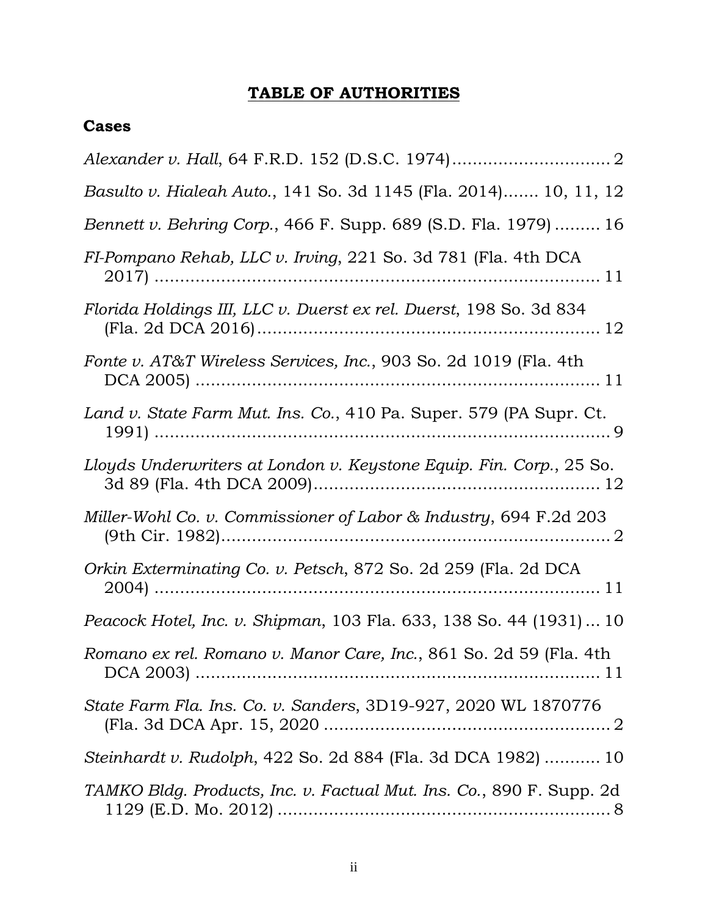# TABLE OF AUTHORITIES

## Cases

*Alexander v. Hall*, 64 F.R.D. 152 (D.S.C. 1974)............................... 2

*Basulto v. Hialeah Auto.*, 141 So. 3d 1145 (Fla. 2014)....... 10, 11, 12

*Bennett v. Behring Corp.*, 466 F. Supp. 689 (S.D. Fla. 1979) ......... 16

*FI-Pompano Rehab, LLC v. Irving*, 221 So. 3d 781 (Fla. 4th DCA 2017) ........................................................................... 11

*Florida Holdings III, LLC v. Duerst ex rel. Duerst*, 198 So. 3d 834 (Fla. 2d DCA 2016)................................................................... 12

*Fonte v. AT&T Wireless Services, Inc.*, 903 So. 2d 1019 (Fla. 4th DCA 2005) ................................................................... 11

*Land v. State Farm Mut. Ins. Co.*, 410 Pa. Super. 579 (PA Supr. Ct. 1991) ........................................................................... 9

*Lloyds Underwriters at London v. Keystone Equip. Fin. Corp.*, 25 So. 3d 89 (Fla. 4th DCA 2009)........................................................ 12

*Miller-Wohl Co. v. Commissioner of Labor & Industry*, 694 F.2d 203 (9th Cir. 1982)............................................................ 2

*Orkin Exterminating Co. v. Petsch*, 872 So. 2d 259 (Fla. 2d DCA 2004) ........................................................................... 11

*Peacock Hotel, Inc. v. Shipman*, 103 Fla. 633, 138 So. 44 (1931) ... 10

*Romano ex rel. Romano v. Manor Care, Inc.*, 861 So. 2d 59 (Fla. 4th DCA 2003) ................................................................... 11

*State Farm Fla. Ins. Co. v. Sanders*, 3D19-927, 2020 WL 1870776 (Fla. 3d DCA Apr. 15, 2020 ........................................................ 2

*Steinhardt v. Rudolph*, 422 So. 2d 884 (Fla. 3d DCA 1982) ........... 10

*TAMKO Bldg. Products, Inc. v. Factual Mut. Ins. Co.*, 890 F. Supp. 2d 1129 (E.D. Mo. 2012) ................................................................. 8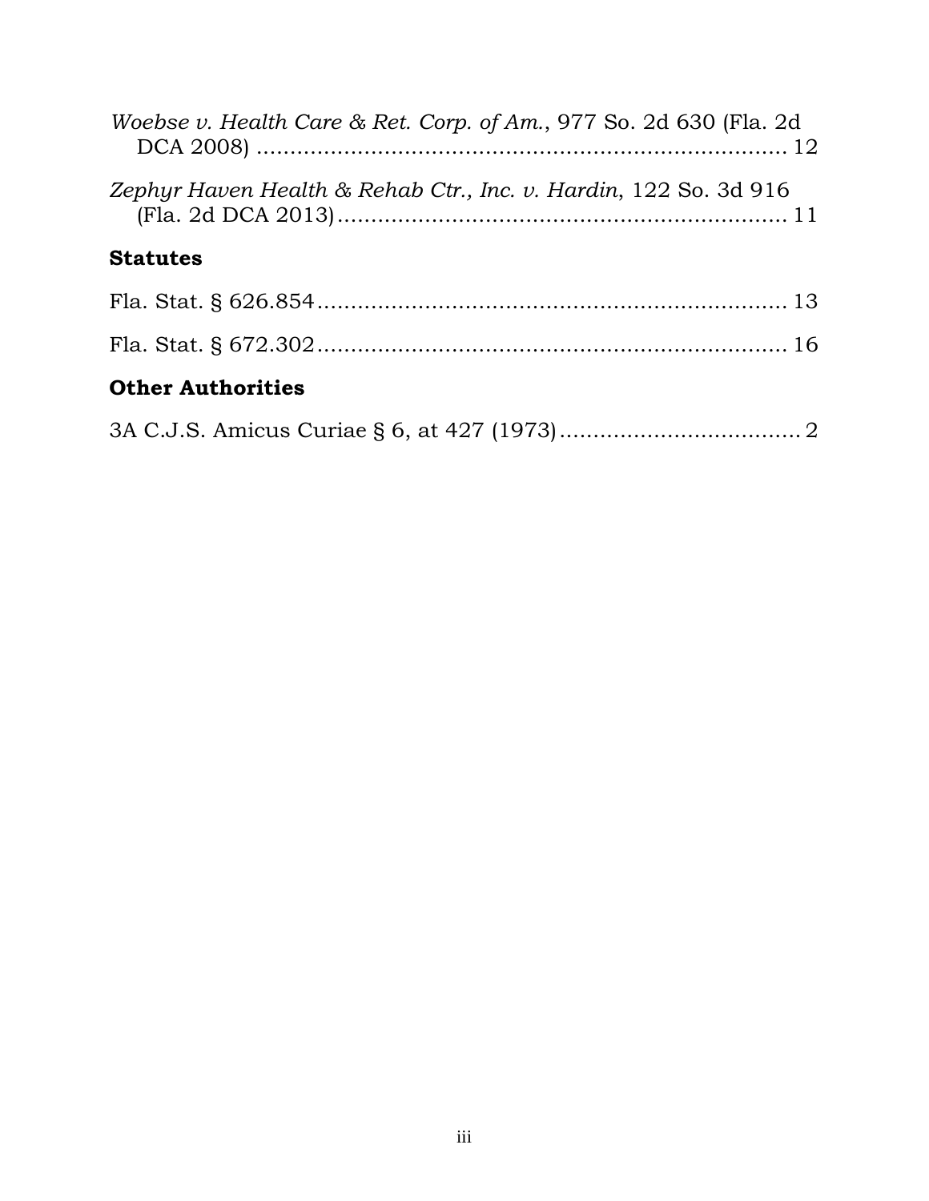*Woebse v. Health Care & Ret. Corp. of Am.*, 977 So. 2d 630 (Fla. 2d DCA 2008) ........................................................................ 12

*Zephyr Haven Health & Rehab Ctr., Inc. v. Hardin*, 122 So. 3d 916 (Fla. 2d DCA 2013) ........................................................................ 11

## Statutes

Fla. Stat. § 626.854 ........................................................................ 13

Fla. Stat. § 672.302 ........................................................................ 16

## Other Authorities

3A C.J.S. Amicus Curiae § 6, at 427 (1973) ........................................ 2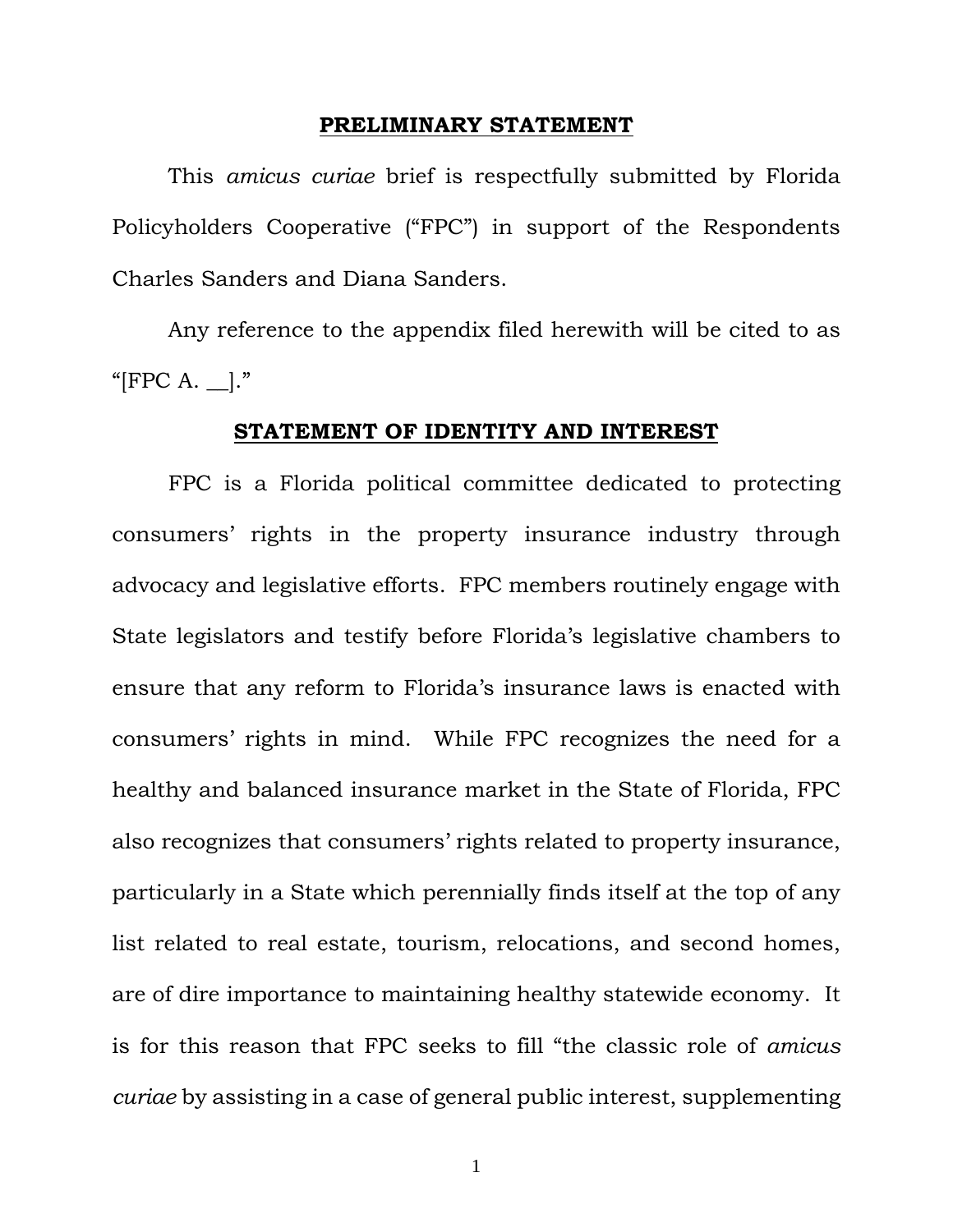## PRELIMINARY STATEMENT

This *amicus curiae* brief is respectfully submitted by Florida Policyholders Cooperative ("FPC") in support of the Respondents Charles Sanders and Diana Sanders.

Any reference to the appendix filed herewith will be cited to as "[FPC A. __]."

## STATEMENT OF IDENTITY AND INTEREST

FPC is a Florida political committee dedicated to protecting consumers' rights in the property insurance industry through advocacy and legislative efforts. FPC members routinely engage with State legislators and testify before Florida's legislative chambers to ensure that any reform to Florida's insurance laws is enacted with consumers' rights in mind. While FPC recognizes the need for a healthy and balanced insurance market in the State of Florida, FPC also recognizes that consumers' rights related to property insurance, particularly in a State which perennially finds itself at the top of any list related to real estate, tourism, relocations, and second homes, are of dire importance to maintaining healthy statewide economy. It is for this reason that FPC seeks to fill "the classic role of *amicus curiae* by assisting in a case of general public interest, supplementing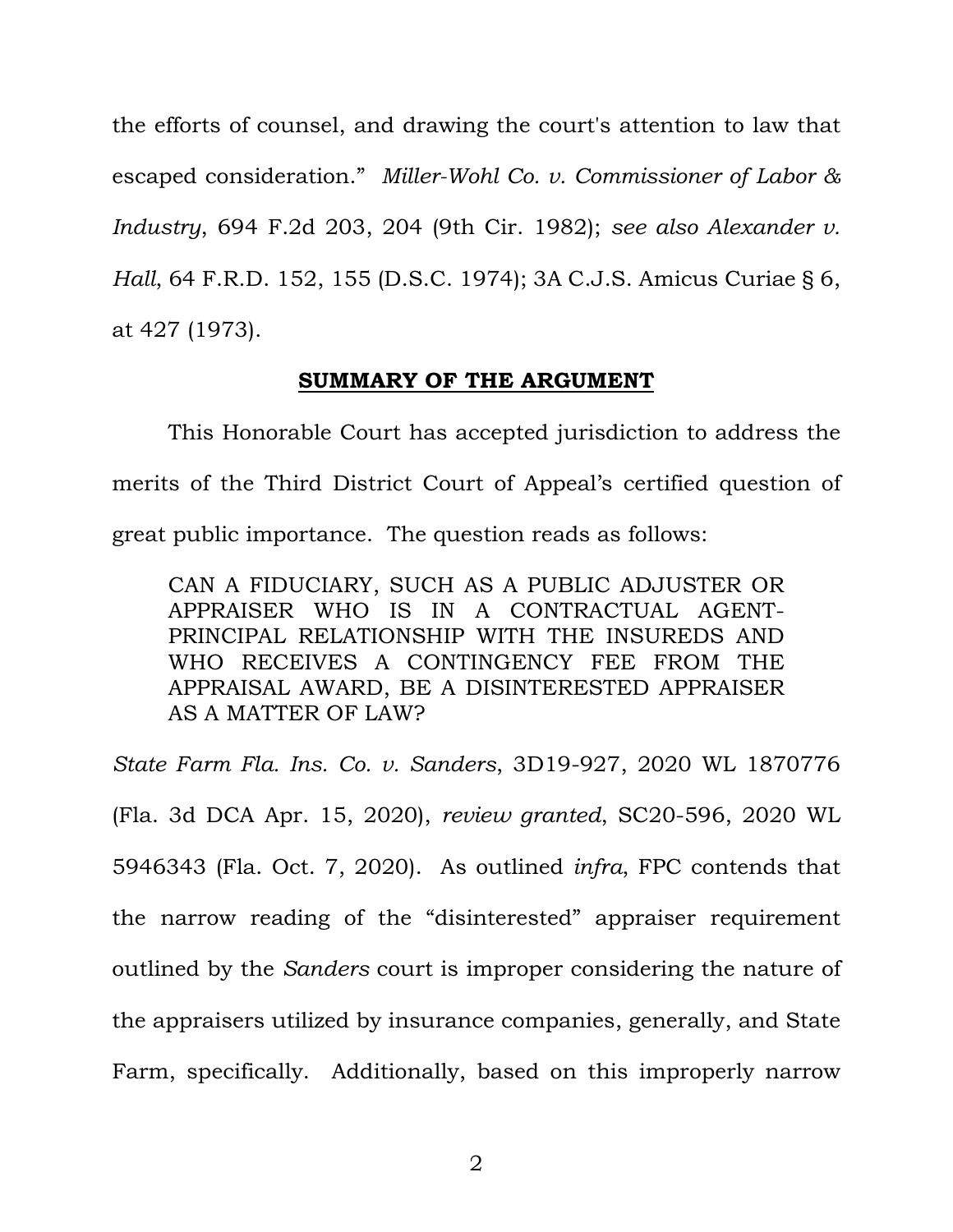the efforts of counsel, and drawing the court's attention to law that escaped consideration." *Miller-Wohl Co. v. Commissioner of Labor & Industry*, 694 F.2d 203, 204 (9th Cir. 1982); *see also Alexander v. Hall*, 64 F.R.D. 152, 155 (D.S.C. 1974); 3A C.J.S. Amicus Curiae § 6, at 427 (1973).

## SUMMARY OF THE ARGUMENT

This Honorable Court has accepted jurisdiction to address the merits of the Third District Court of Appeal's certified question of great public importance. The question reads as follows:

> CAN A FIDUCIARY, SUCH AS A PUBLIC ADJUSTER OR APPRAISER WHO IS IN A CONTRACTUAL AGENT-PRINCIPAL RELATIONSHIP WITH THE INSUREDS AND WHO RECEIVES A CONTINGENCY FEE FROM THE APPRAISAL AWARD, BE A DISINTERESTED APPRAISER AS A MATTER OF LAW?

*State Farm Fla. Ins. Co. v. Sanders*, 3D19-927, 2020 WL 1870776 (Fla. 3d DCA Apr. 15, 2020), *review granted*, SC20-596, 2020 WL 5946343 (Fla. Oct. 7, 2020). As outlined *infra*, FPC contends that the narrow reading of the "disinterested" appraiser requirement outlined by the *Sanders* court is improper considering the nature of the appraisers utilized by insurance companies, generally, and State Farm, specifically. Additionally, based on this improperly narrow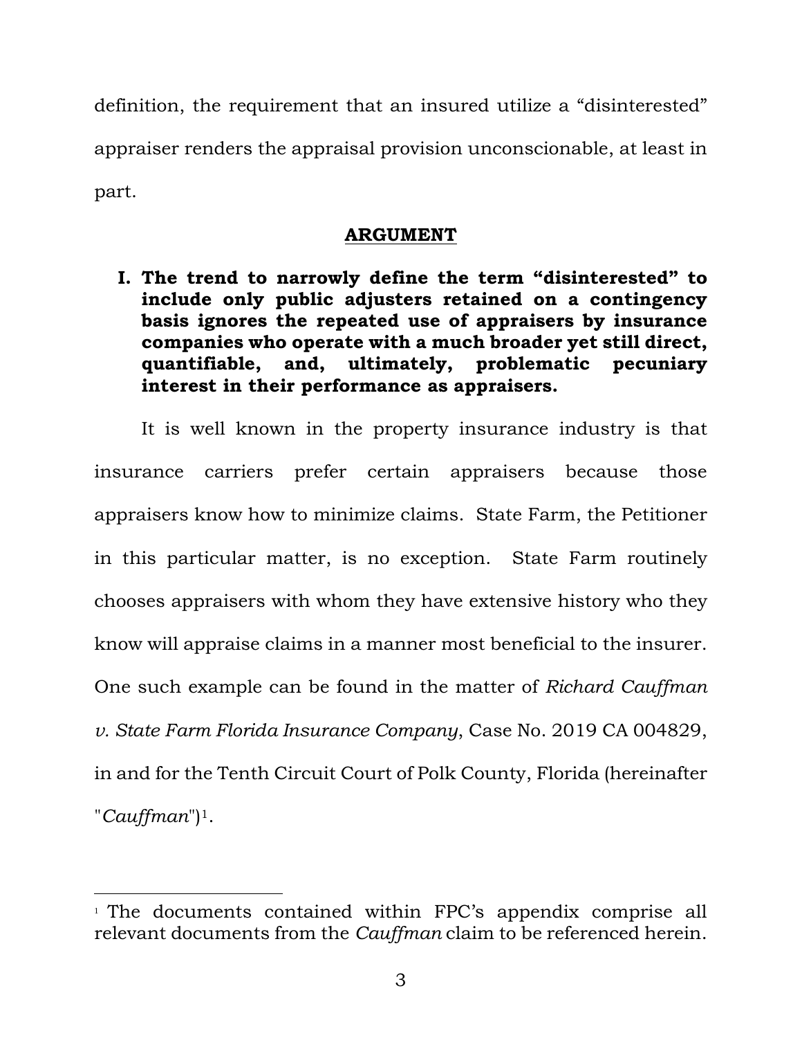definition, the requirement that an insured utilize a "disinterested" appraiser renders the appraisal provision unconscionable, at least in part.

## ARGUMENT

### I. The trend to narrowly define the term "disinterested" to include only public adjusters retained on a contingency basis ignores the repeated use of appraisers by insurance companies who operate with a much broader yet still direct, quantifiable, and, ultimately, problematic pecuniary interest in their performance as appraisers.

It is well known in the property insurance industry is that insurance carriers prefer certain appraisers because those appraisers know how to minimize claims. State Farm, the Petitioner in this particular matter, is no exception. State Farm routinely chooses appraisers with whom they have extensive history who they know will appraise claims in a manner most beneficial to the insurer. One such example can be found in the matter of *Richard Cauffman v. State Farm Florida Insurance Company*, Case No. 2019 CA 004829, in and for the Tenth Circuit Court of Polk County, Florida (hereinafter "*Cauffman*")[1].

[1] The documents contained within FPC's appendix comprise all relevant documents from the *Cauffman* claim to be referenced herein.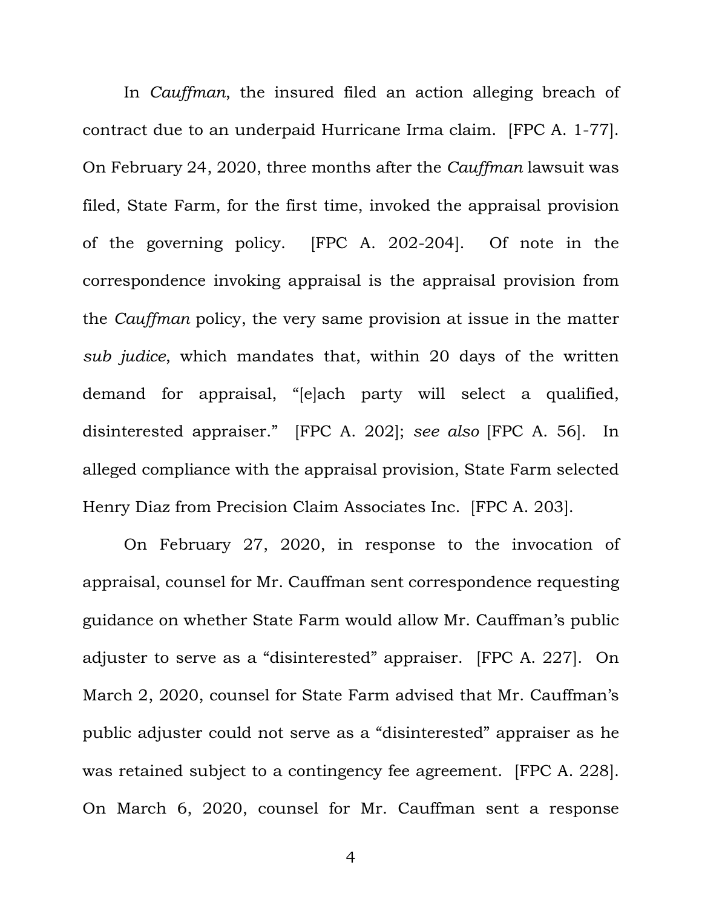In *Cauffman*, the insured filed an action alleging breach of contract due to an underpaid Hurricane Irma claim. [FPC A. 1-77]. On February 24, 2020, three months after the *Cauffman* lawsuit was filed, State Farm, for the first time, invoked the appraisal provision of the governing policy. [FPC A. 202-204]. Of note in the correspondence invoking appraisal is the appraisal provision from the *Cauffman* policy, the very same provision at issue in the matter *sub judice*, which mandates that, within 20 days of the written demand for appraisal, "[e]ach party will select a qualified, disinterested appraiser." [FPC A. 202]; *see also* [FPC A. 56]. In alleged compliance with the appraisal provision, State Farm selected Henry Diaz from Precision Claim Associates Inc. [FPC A. 203].

On February 27, 2020, in response to the invocation of appraisal, counsel for Mr. Cauffman sent correspondence requesting guidance on whether State Farm would allow Mr. Cauffman's public adjuster to serve as a "disinterested" appraiser. [FPC A. 227]. On March 2, 2020, counsel for State Farm advised that Mr. Cauffman's public adjuster could not serve as a "disinterested" appraiser as he was retained subject to a contingency fee agreement. [FPC A. 228]. On March 6, 2020, counsel for Mr. Cauffman sent a response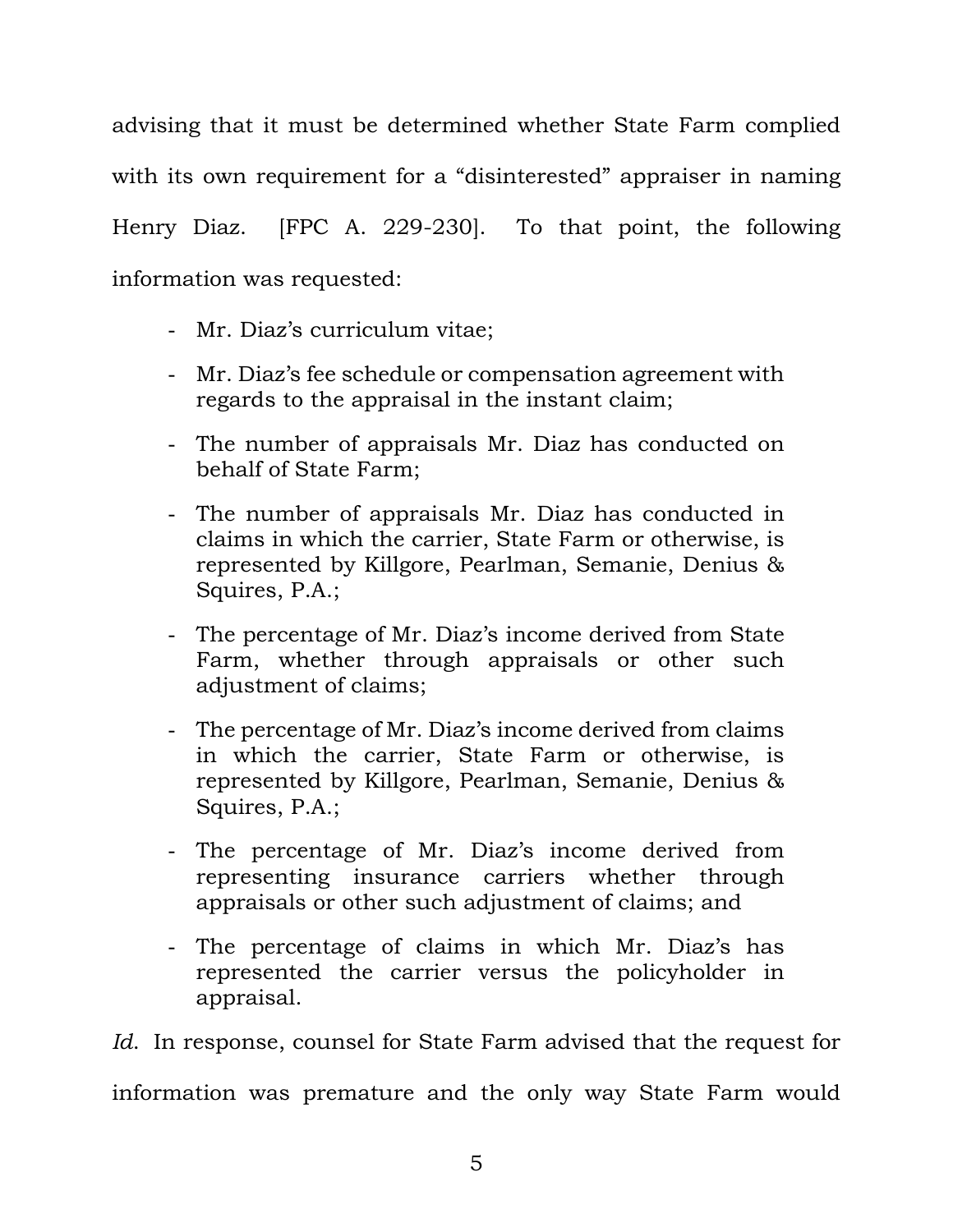advising that it must be determined whether State Farm complied with its own requirement for a "disinterested" appraiser in naming Henry Diaz. [FPC A. 229-230]. To that point, the following information was requested:

- Mr. Diaz's curriculum vitae;
- Mr. Diaz's fee schedule or compensation agreement with regards to the appraisal in the instant claim;
- The number of appraisals Mr. Diaz has conducted on behalf of State Farm;
- The number of appraisals Mr. Diaz has conducted in claims in which the carrier, State Farm or otherwise, is represented by Killgore, Pearlman, Semanie, Denius & Squires, P.A.;
- The percentage of Mr. Diaz's income derived from State Farm, whether through appraisals or other such adjustment of claims;
- The percentage of Mr. Diaz's income derived from claims in which the carrier, State Farm or otherwise, is represented by Killgore, Pearlman, Semanie, Denius & Squires, P.A.;
- The percentage of Mr. Diaz's income derived from representing insurance carriers whether through appraisals or other such adjustment of claims; and
- The percentage of claims in which Mr. Diaz's has represented the carrier versus the policyholder in appraisal.

*Id*. In response, counsel for State Farm advised that the request for information was premature and the only way State Farm would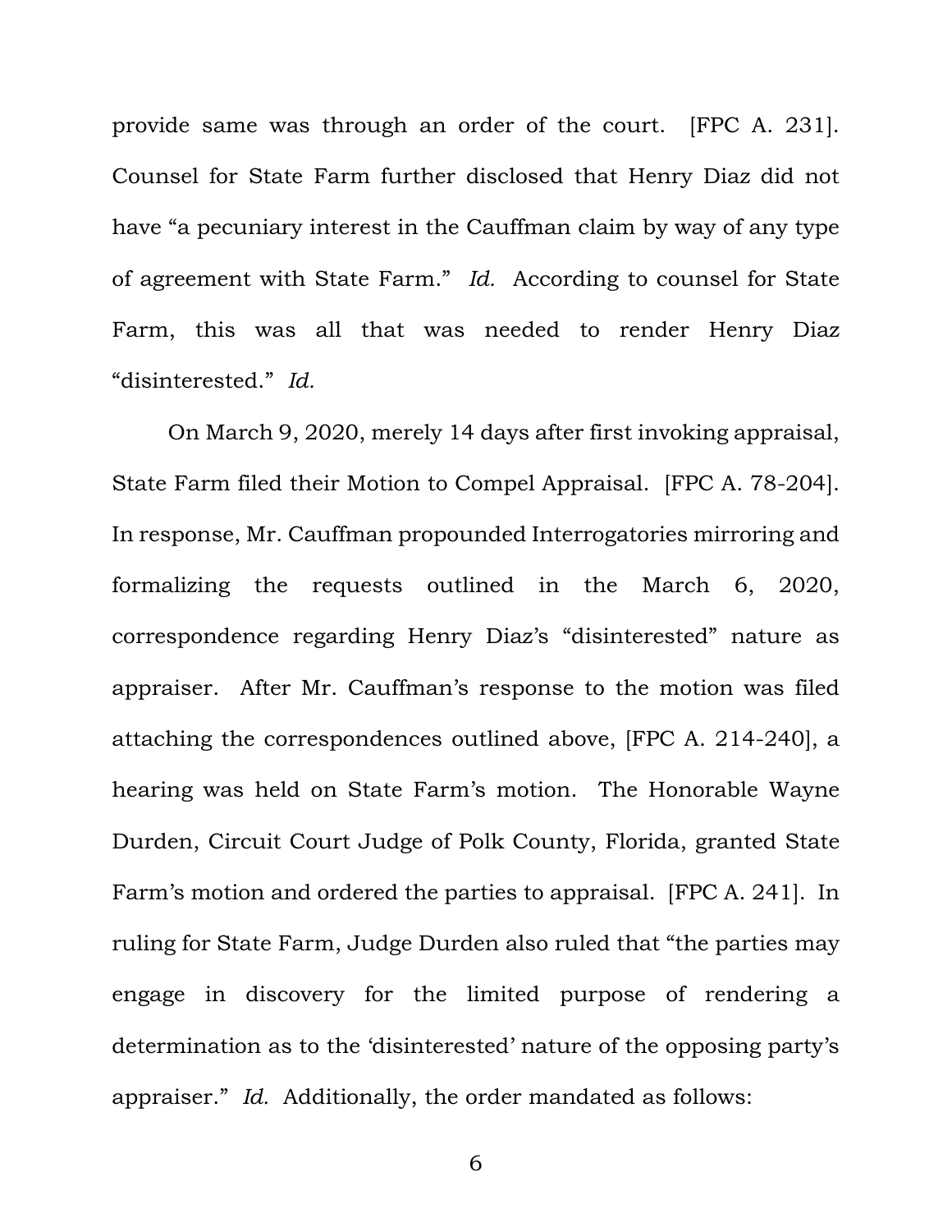provide same was through an order of the court. [FPC A. 231]. Counsel for State Farm further disclosed that Henry Diaz did not have "a pecuniary interest in the Cauffman claim by way of any type of agreement with State Farm." *Id.* According to counsel for State Farm, this was all that was needed to render Henry Diaz "disinterested." *Id.*

On March 9, 2020, merely 14 days after first invoking appraisal, State Farm filed their Motion to Compel Appraisal. [FPC A. 78-204]. In response, Mr. Cauffman propounded Interrogatories mirroring and formalizing the requests outlined in the March 6, 2020, correspondence regarding Henry Diaz's "disinterested" nature as appraiser. After Mr. Cauffman's response to the motion was filed attaching the correspondences outlined above, [FPC A. 214-240], a hearing was held on State Farm's motion. The Honorable Wayne Durden, Circuit Court Judge of Polk County, Florida, granted State Farm's motion and ordered the parties to appraisal. [FPC A. 241]. In ruling for State Farm, Judge Durden also ruled that "the parties may engage in discovery for the limited purpose of rendering a determination as to the 'disinterested' nature of the opposing party's appraiser." *Id.* Additionally, the order mandated as follows: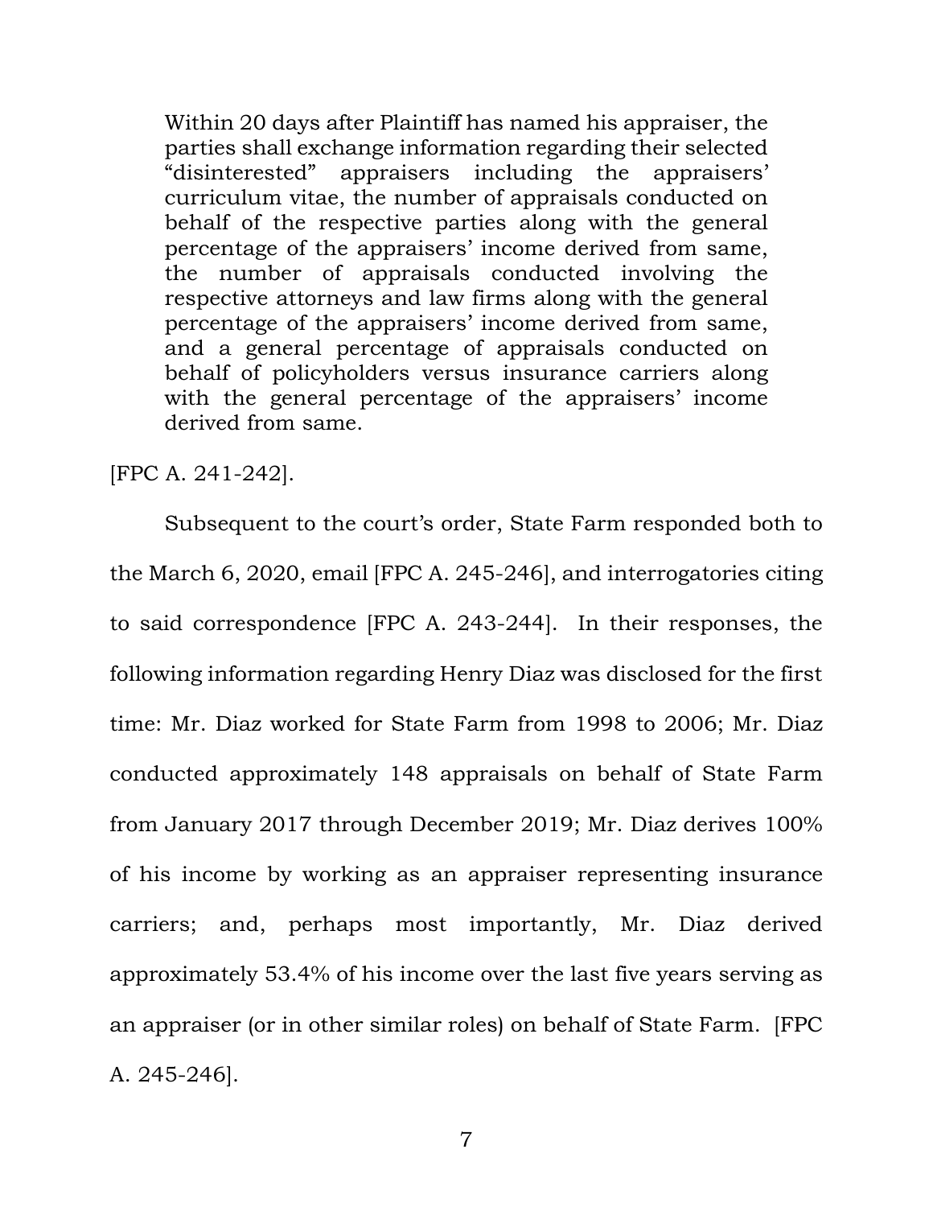> Within 20 days after Plaintiff has named his appraiser, the parties shall exchange information regarding their selected "disinterested" appraisers including the appraisers' curriculum vitae, the number of appraisals conducted on behalf of the respective parties along with the general percentage of the appraisers' income derived from same, the number of appraisals conducted involving the respective attorneys and law firms along with the general percentage of the appraisers' income derived from same, and a general percentage of appraisals conducted on behalf of policyholders versus insurance carriers along with the general percentage of the appraisers' income derived from same.

[FPC A. 241-242].

Subsequent to the court's order, State Farm responded both to the March 6, 2020, email [FPC A. 245-246], and interrogatories citing to said correspondence [FPC A. 243-244]. In their responses, the following information regarding Henry Diaz was disclosed for the first time: Mr. Diaz worked for State Farm from 1998 to 2006; Mr. Diaz conducted approximately 148 appraisals on behalf of State Farm from January 2017 through December 2019; Mr. Diaz derives 100% of his income by working as an appraiser representing insurance carriers; and, perhaps most importantly, Mr. Diaz derived approximately 53.4% of his income over the last five years serving as an appraiser (or in other similar roles) on behalf of State Farm. [FPC A. 245-246].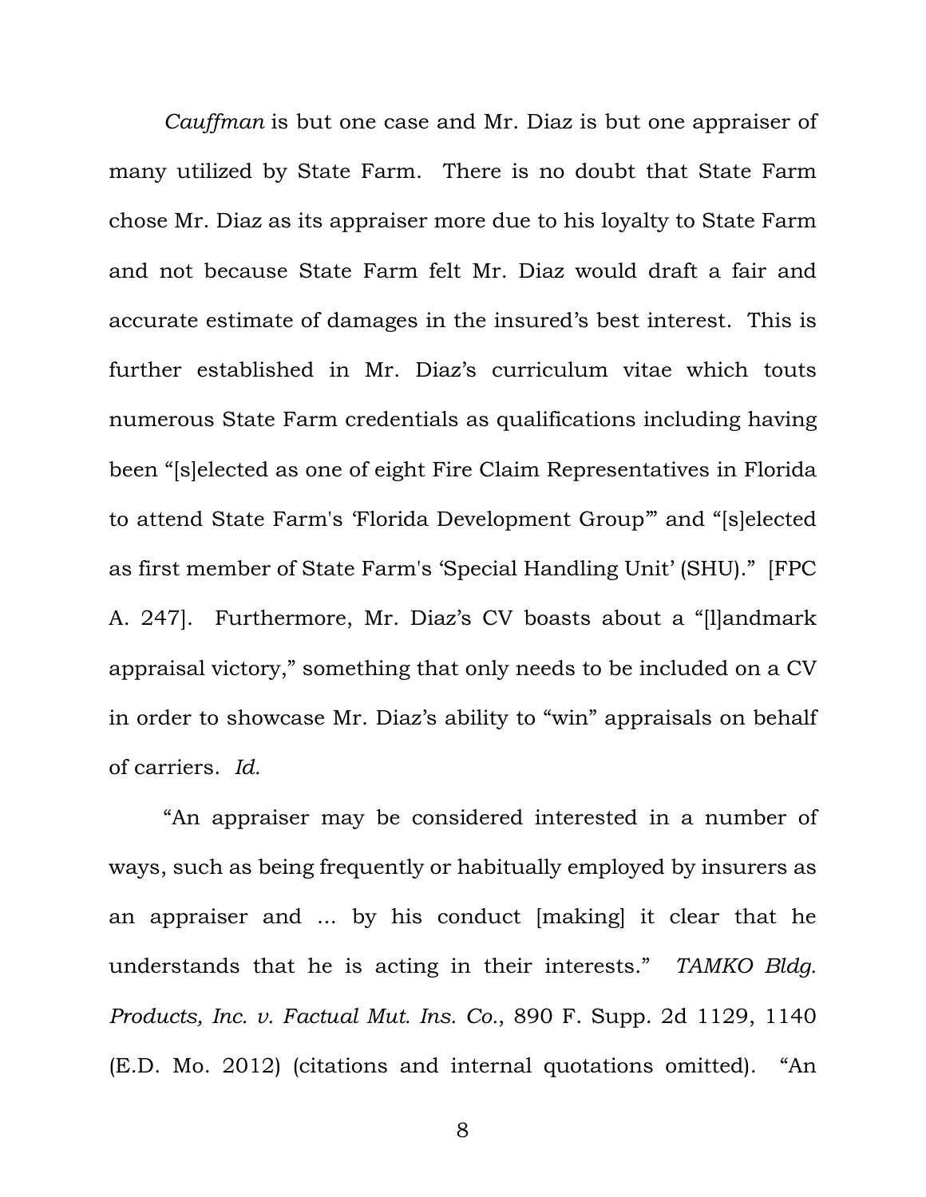*Cauffman* is but one case and Mr. Diaz is but one appraiser of many utilized by State Farm. There is no doubt that State Farm chose Mr. Diaz as its appraiser more due to his loyalty to State Farm and not because State Farm felt Mr. Diaz would draft a fair and accurate estimate of damages in the insured's best interest. This is further established in Mr. Diaz's curriculum vitae which touts numerous State Farm credentials as qualifications including having been "[s]elected as one of eight Fire Claim Representatives in Florida to attend State Farm's 'Florida Development Group'" and "[s]elected as first member of State Farm's 'Special Handling Unit' (SHU)." [FPC A. 247]. Furthermore, Mr. Diaz's CV boasts about a "[l]andmark appraisal victory," something that only needs to be included on a CV in order to showcase Mr. Diaz's ability to "win" appraisals on behalf of carriers. *Id.*

"An appraiser may be considered interested in a number of ways, such as being frequently or habitually employed by insurers as an appraiser and ... by his conduct [making] it clear that he understands that he is acting in their interests." *TAMKO Bldg. Products, Inc. v. Factual Mut. Ins. Co.*, 890 F. Supp. 2d 1129, 1140 (E.D. Mo. 2012) (citations and internal quotations omitted). "An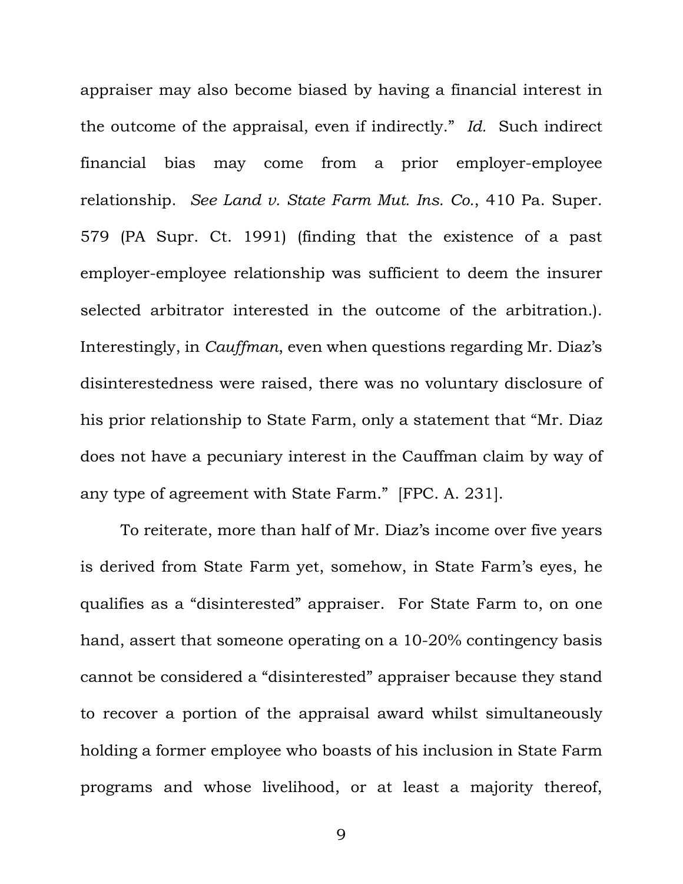appraiser may also become biased by having a financial interest in the outcome of the appraisal, even if indirectly." *Id.* Such indirect financial bias may come from a prior employer-employee relationship. *See Land v. State Farm Mut. Ins. Co.*, 410 Pa. Super. 579 (PA Supr. Ct. 1991) (finding that the existence of a past employer-employee relationship was sufficient to deem the insurer selected arbitrator interested in the outcome of the arbitration.). Interestingly, in *Cauffman*, even when questions regarding Mr. Diaz's disinterestedness were raised, there was no voluntary disclosure of his prior relationship to State Farm, only a statement that "Mr. Diaz does not have a pecuniary interest in the Cauffman claim by way of any type of agreement with State Farm." [FPC. A. 231].

To reiterate, more than half of Mr. Diaz's income over five years is derived from State Farm yet, somehow, in State Farm's eyes, he qualifies as a "disinterested" appraiser. For State Farm to, on one hand, assert that someone operating on a 10-20% contingency basis cannot be considered a "disinterested" appraiser because they stand to recover a portion of the appraisal award whilst simultaneously holding a former employee who boasts of his inclusion in State Farm programs and whose livelihood, or at least a majority thereof,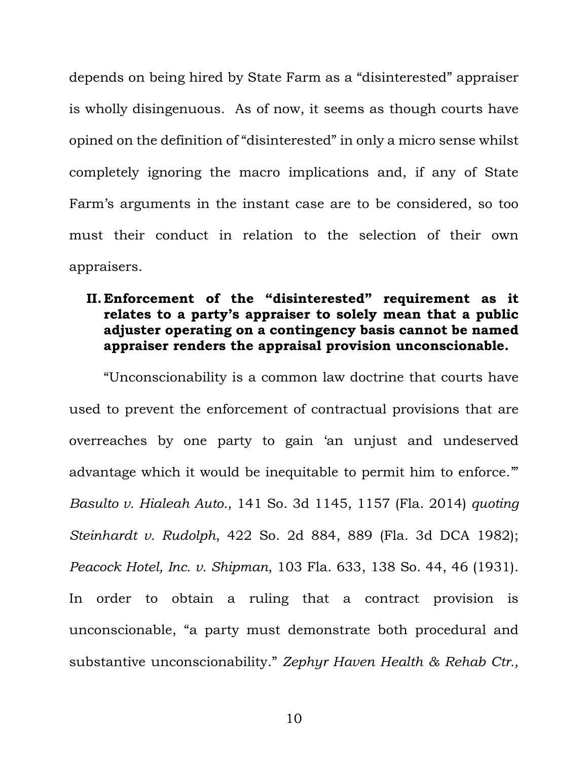depends on being hired by State Farm as a "disinterested" appraiser is wholly disingenuous. As of now, it seems as though courts have opined on the definition of "disinterested" in only a micro sense whilst completely ignoring the macro implications and, if any of State Farm's arguments in the instant case are to be considered, so too must their conduct in relation to the selection of their own appraisers.

### II. Enforcement of the "disinterested" requirement as it relates to a party's appraiser to solely mean that a public adjuster operating on a contingency basis cannot be named appraiser renders the appraisal provision unconscionable.

"Unconscionability is a common law doctrine that courts have used to prevent the enforcement of contractual provisions that are overreaches by one party to gain 'an unjust and undeserved advantage which it would be inequitable to permit him to enforce.'" *Basulto v. Hialeah Auto.*, 141 So. 3d 1145, 1157 (Fla. 2014) *quoting Steinhardt v. Rudolph*, 422 So. 2d 884, 889 (Fla. 3d DCA 1982); *Peacock Hotel, Inc. v. Shipman*, 103 Fla. 633, 138 So. 44, 46 (1931). In order to obtain a ruling that a contract provision is unconscionable, "a party must demonstrate both procedural and substantive unconscionability." *Zephyr Haven Health & Rehab Ctr.,*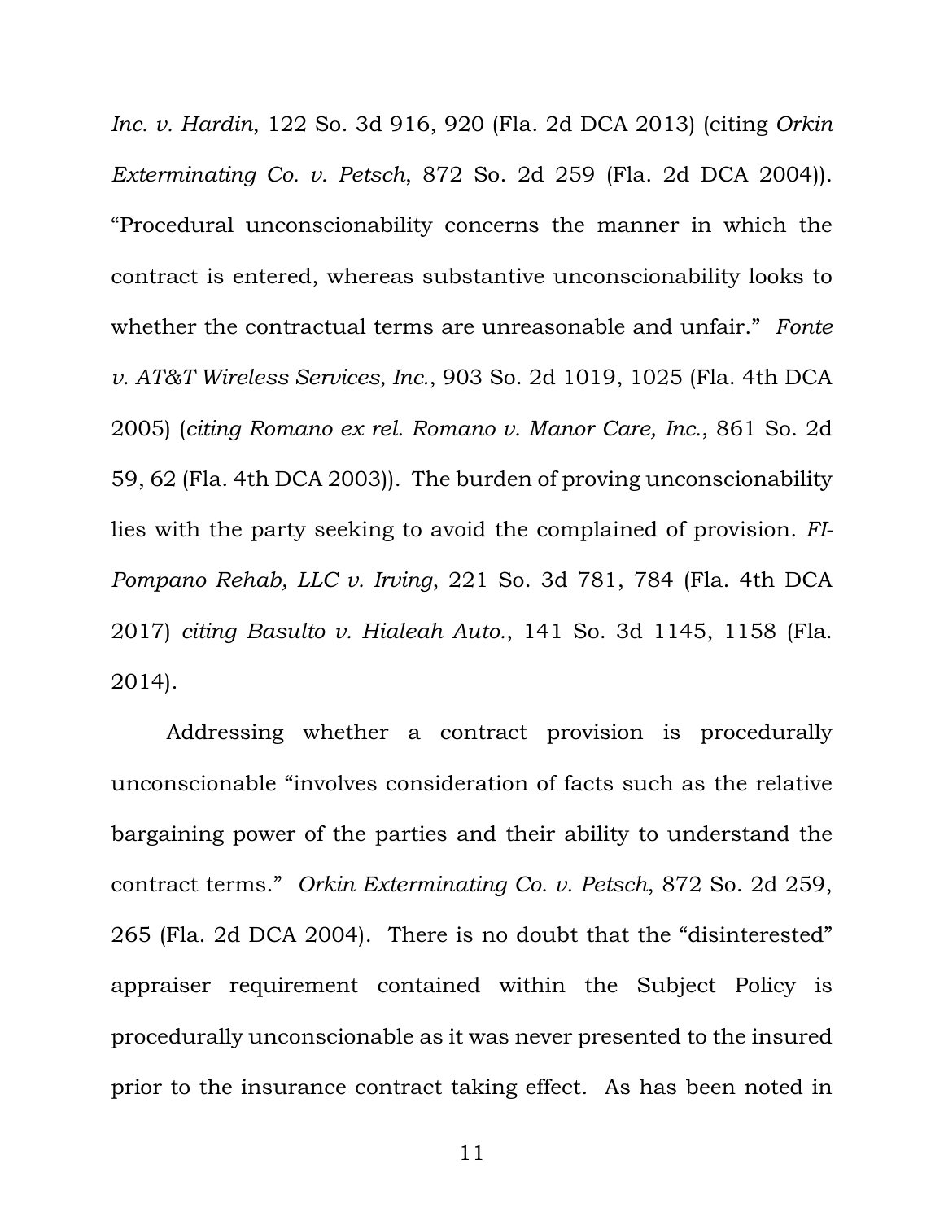*Inc. v. Hardin*, 122 So. 3d 916, 920 (Fla. 2d DCA 2013) (citing *Orkin Exterminating Co. v. Petsch*, 872 So. 2d 259 (Fla. 2d DCA 2004)). "Procedural unconscionability concerns the manner in which the contract is entered, whereas substantive unconscionability looks to whether the contractual terms are unreasonable and unfair." *Fonte v. AT&T Wireless Services, Inc.*, 903 So. 2d 1019, 1025 (Fla. 4th DCA 2005) (*citing Romano ex rel. Romano v. Manor Care, Inc.*, 861 So. 2d 59, 62 (Fla. 4th DCA 2003)). The burden of proving unconscionability lies with the party seeking to avoid the complained of provision. *FI-Pompano Rehab, LLC v. Irving*, 221 So. 3d 781, 784 (Fla. 4th DCA 2017) *citing Basulto v. Hialeah Auto.*, 141 So. 3d 1145, 1158 (Fla. 2014).

Addressing whether a contract provision is procedurally unconscionable "involves consideration of facts such as the relative bargaining power of the parties and their ability to understand the contract terms." *Orkin Exterminating Co. v. Petsch*, 872 So. 2d 259, 265 (Fla. 2d DCA 2004). There is no doubt that the "disinterested" appraiser requirement contained within the Subject Policy is procedurally unconscionable as it was never presented to the insured prior to the insurance contract taking effect. As has been noted in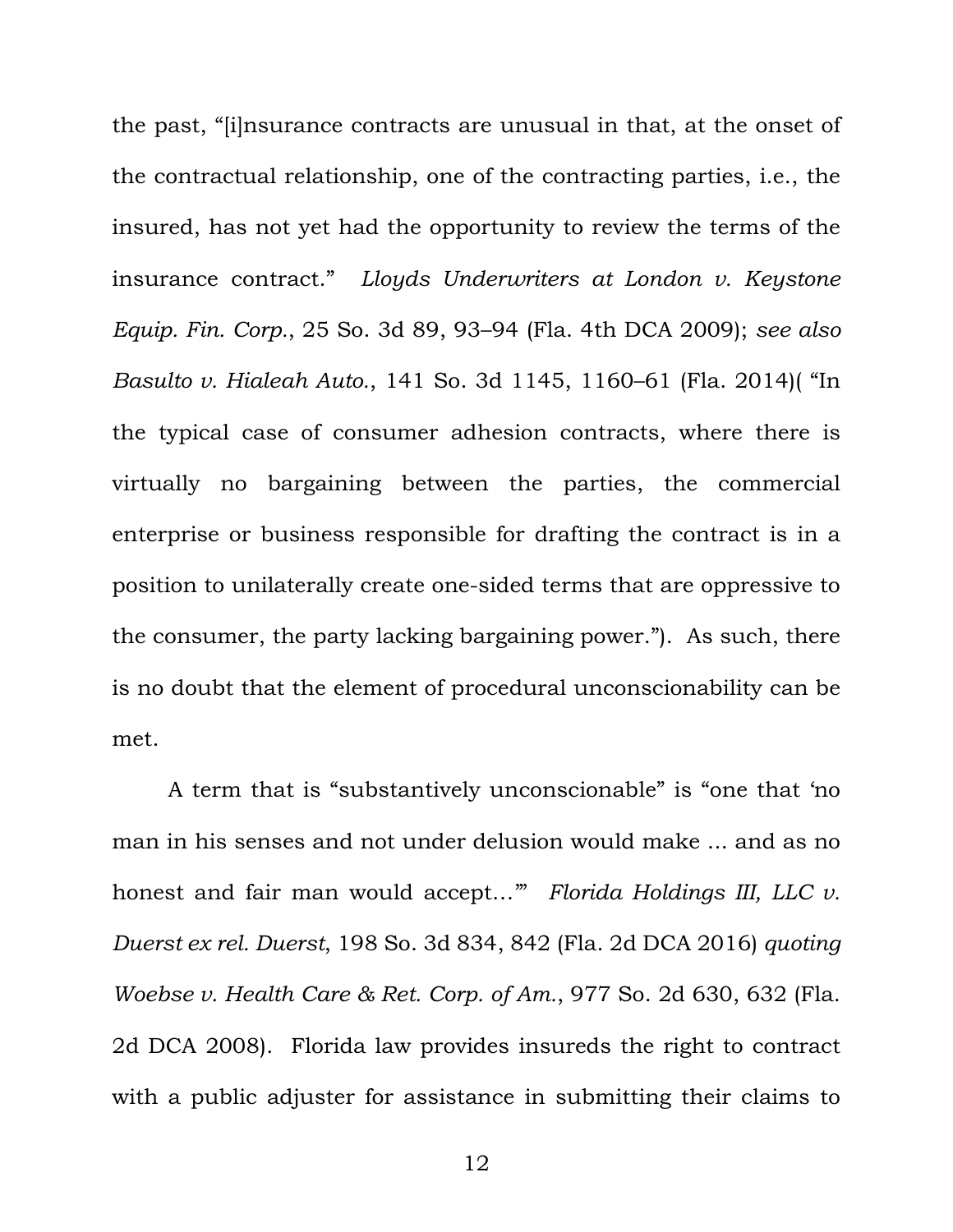the past, "[i]nsurance contracts are unusual in that, at the onset of the contractual relationship, one of the contracting parties, i.e., the insured, has not yet had the opportunity to review the terms of the insurance contract." *Lloyds Underwriters at London v. Keystone Equip. Fin. Corp.*, 25 So. 3d 89, 93–94 (Fla. 4th DCA 2009); *see also Basulto v. Hialeah Auto.*, 141 So. 3d 1145, 1160–61 (Fla. 2014)( "In the typical case of consumer adhesion contracts, where there is virtually no bargaining between the parties, the commercial enterprise or business responsible for drafting the contract is in a position to unilaterally create one-sided terms that are oppressive to the consumer, the party lacking bargaining power."). As such, there is no doubt that the element of procedural unconscionability can be met.

A term that is "substantively unconscionable" is "one that 'no man in his senses and not under delusion would make ... and as no honest and fair man would accept…'" *Florida Holdings III, LLC v. Duerst ex rel. Duerst*, 198 So. 3d 834, 842 (Fla. 2d DCA 2016) *quoting Woebse v. Health Care & Ret. Corp. of Am.*, 977 So. 2d 630, 632 (Fla. 2d DCA 2008). Florida law provides insureds the right to contract with a public adjuster for assistance in submitting their claims to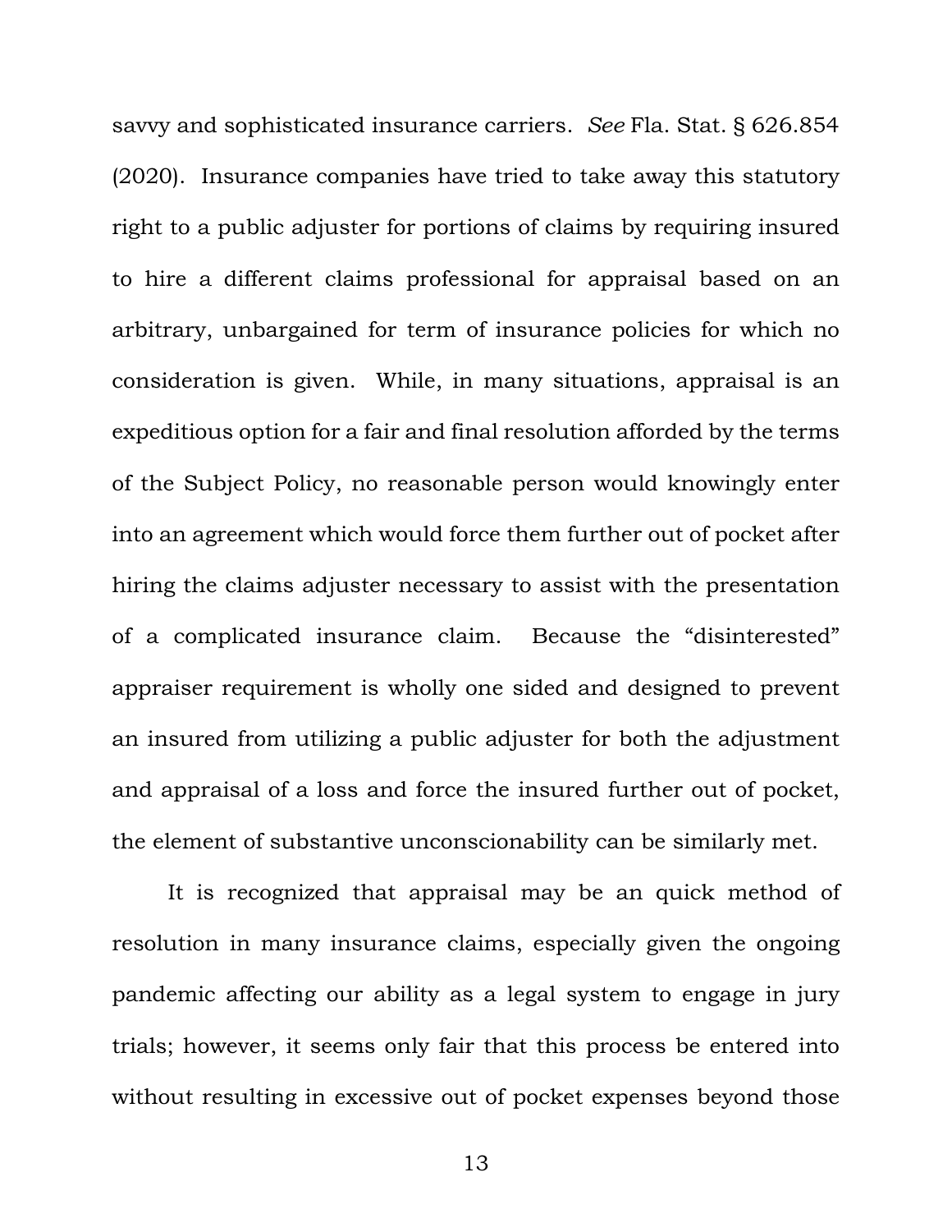savvy and sophisticated insurance carriers. *See* Fla. Stat. § 626.854 (2020). Insurance companies have tried to take away this statutory right to a public adjuster for portions of claims by requiring insured to hire a different claims professional for appraisal based on an arbitrary, unbargained for term of insurance policies for which no consideration is given. While, in many situations, appraisal is an expeditious option for a fair and final resolution afforded by the terms of the Subject Policy, no reasonable person would knowingly enter into an agreement which would force them further out of pocket after hiring the claims adjuster necessary to assist with the presentation of a complicated insurance claim. Because the "disinterested" appraiser requirement is wholly one sided and designed to prevent an insured from utilizing a public adjuster for both the adjustment and appraisal of a loss and force the insured further out of pocket, the element of substantive unconscionability can be similarly met.

It is recognized that appraisal may be an quick method of resolution in many insurance claims, especially given the ongoing pandemic affecting our ability as a legal system to engage in jury trials; however, it seems only fair that this process be entered into without resulting in excessive out of pocket expenses beyond those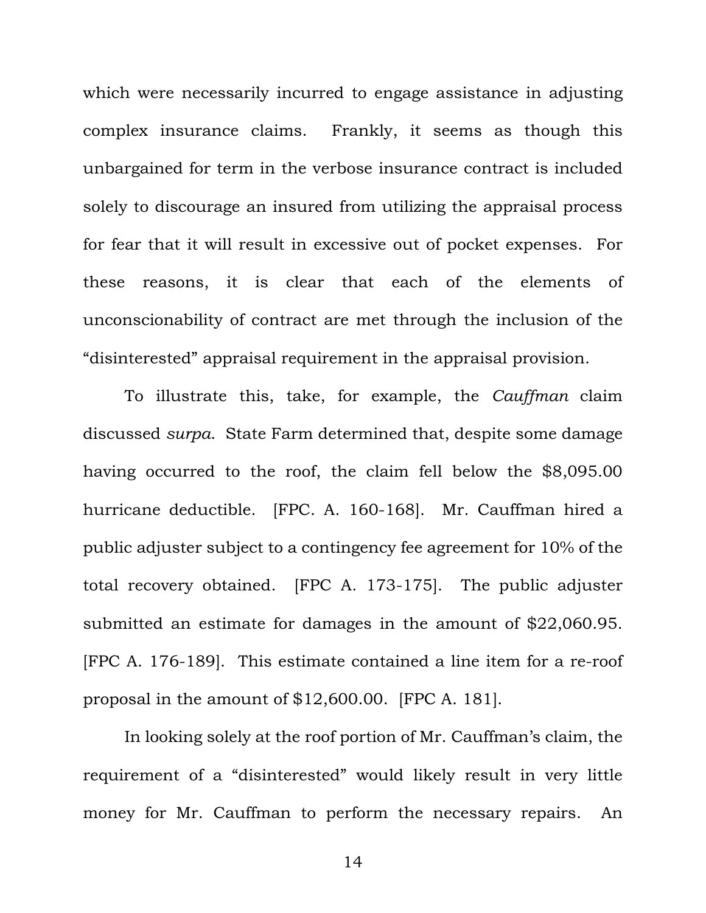which were necessarily incurred to engage assistance in adjusting complex insurance claims. Frankly, it seems as though this unbargained for term in the verbose insurance contract is included solely to discourage an insured from utilizing the appraisal process for fear that it will result in excessive out of pocket expenses. For these reasons, it is clear that each of the elements of unconscionability of contract are met through the inclusion of the "disinterested" appraisal requirement in the appraisal provision.

To illustrate this, take, for example, the *Cauffman* claim discussed *surpa*. State Farm determined that, despite some damage having occurred to the roof, the claim fell below the $8,095.00 hurricane deductible. [FPC. A. 160-168]. Mr. Cauffman hired a public adjuster subject to a contingency fee agreement for 10% of the total recovery obtained. [FPC A. 173-175]. The public adjuster submitted an estimate for damages in the amount of $22,060.95. [FPC A. 176-189]. This estimate contained a line item for a re-roof proposal in the amount of $12,600.00. [FPC A. 181].

In looking solely at the roof portion of Mr. Cauffman's claim, the requirement of a "disinterested" would likely result in very little money for Mr. Cauffman to perform the necessary repairs. An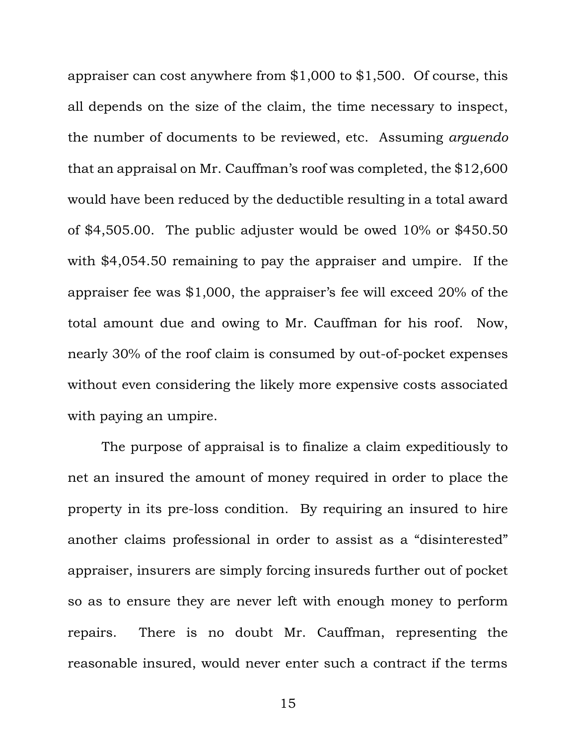appraiser can cost anywhere from $1,000 to $1,500. Of course, this all depends on the size of the claim, the time necessary to inspect, the number of documents to be reviewed, etc. Assuming *arguendo* that an appraisal on Mr. Cauffman's roof was completed, the $12,600 would have been reduced by the deductible resulting in a total award of $4,505.00. The public adjuster would be owed 10% or $450.50 with $4,054.50 remaining to pay the appraiser and umpire. If the appraiser fee was $1,000, the appraiser's fee will exceed 20% of the total amount due and owing to Mr. Cauffman for his roof. Now, nearly 30% of the roof claim is consumed by out-of-pocket expenses without even considering the likely more expensive costs associated with paying an umpire.

The purpose of appraisal is to finalize a claim expeditiously to net an insured the amount of money required in order to place the property in its pre-loss condition. By requiring an insured to hire another claims professional in order to assist as a "disinterested" appraiser, insurers are simply forcing insureds further out of pocket so as to ensure they are never left with enough money to perform repairs. There is no doubt Mr. Cauffman, representing the reasonable insured, would never enter such a contract if the terms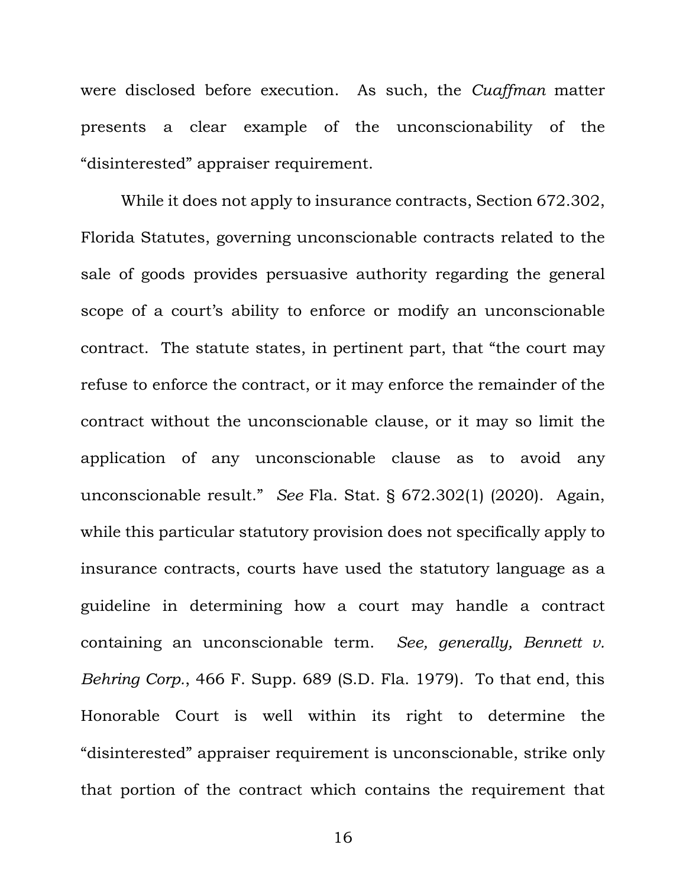were disclosed before execution. As such, the *Cuaffman* matter presents a clear example of the unconscionability of the "disinterested" appraiser requirement.

While it does not apply to insurance contracts, Section 672.302, Florida Statutes, governing unconscionable contracts related to the sale of goods provides persuasive authority regarding the general scope of a court's ability to enforce or modify an unconscionable contract. The statute states, in pertinent part, that "the court may refuse to enforce the contract, or it may enforce the remainder of the contract without the unconscionable clause, or it may so limit the application of any unconscionable clause as to avoid any unconscionable result." *See* Fla. Stat. § 672.302(1) (2020). Again, while this particular statutory provision does not specifically apply to insurance contracts, courts have used the statutory language as a guideline in determining how a court may handle a contract containing an unconscionable term. *See, generally, Bennett v. Behring Corp.*, 466 F. Supp. 689 (S.D. Fla. 1979). To that end, this Honorable Court is well within its right to determine the "disinterested" appraiser requirement is unconscionable, strike only that portion of the contract which contains the requirement that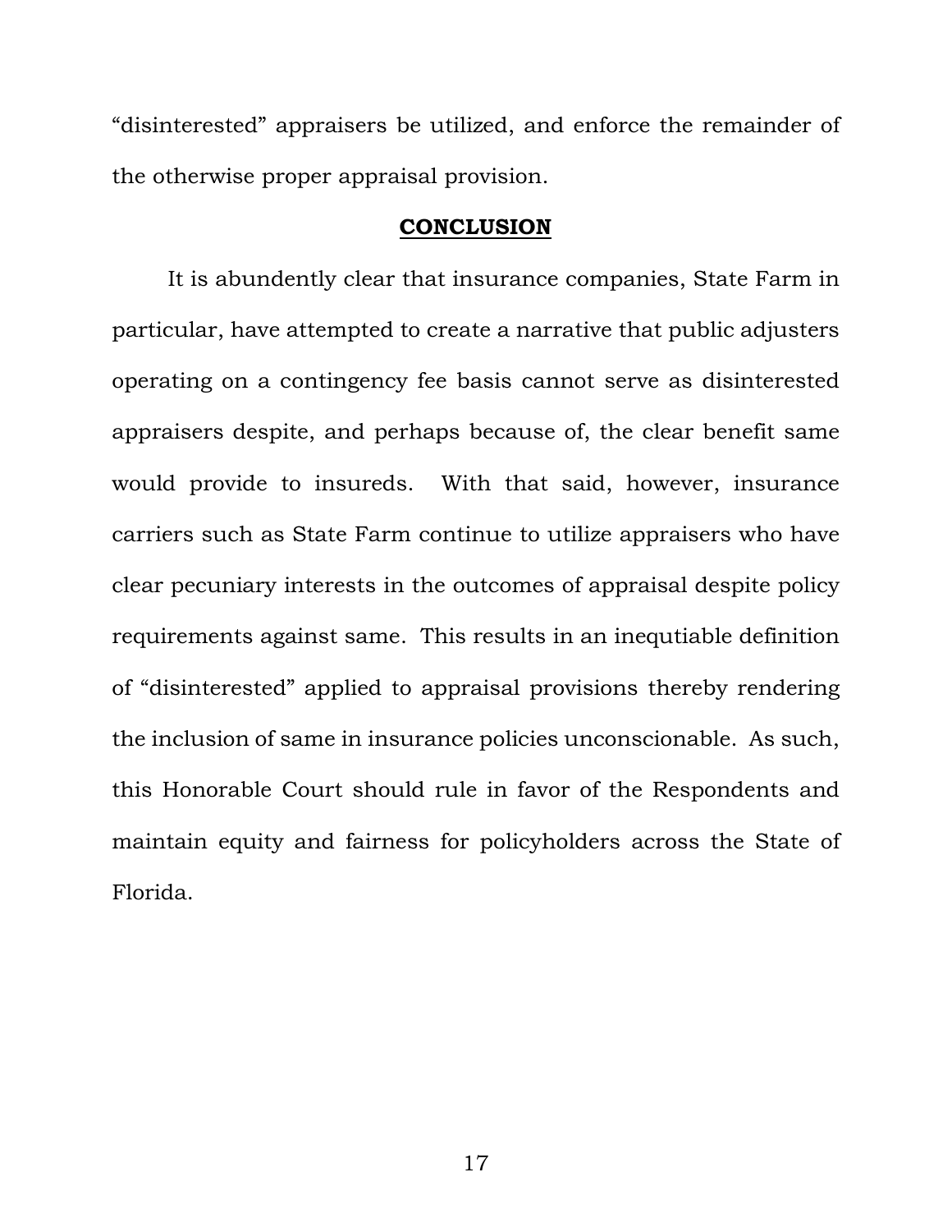"disinterested" appraisers be utilized, and enforce the remainder of the otherwise proper appraisal provision.

## CONCLUSION

It is abundently clear that insurance companies, State Farm in particular, have attempted to create a narrative that public adjusters operating on a contingency fee basis cannot serve as disinterested appraisers despite, and perhaps because of, the clear benefit same would provide to insureds. With that said, however, insurance carriers such as State Farm continue to utilize appraisers who have clear pecuniary interests in the outcomes of appraisal despite policy requirements against same. This results in an inequtiable definition of "disinterested" applied to appraisal provisions thereby rendering the inclusion of same in insurance policies unconscionable. As such, this Honorable Court should rule in favor of the Respondents and maintain equity and fairness for policyholders across the State of Florida.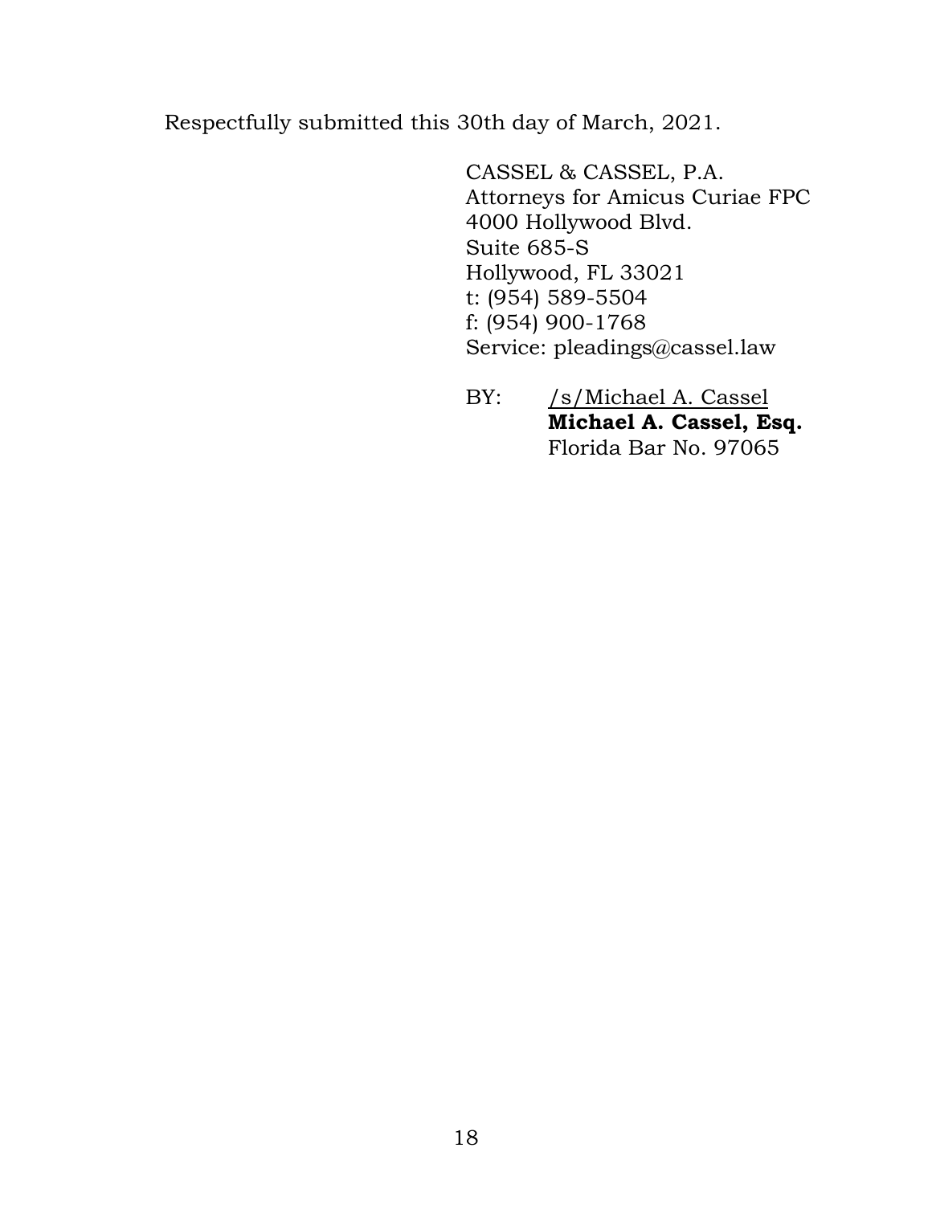Respectfully submitted this 30th day of March, 2021.

CASSEL & CASSEL, P.A.
Attorneys for Amicus Curiae FPC
4000 Hollywood Blvd.
Suite 685-S
Hollywood, FL 33021
t: (954) 589-5504
f: (954) 900-1768
Service: pleadings@cassel.law

BY: /s/Michael A. Cassel
**Michael A. Cassel, Esq.**
Florida Bar No. 97065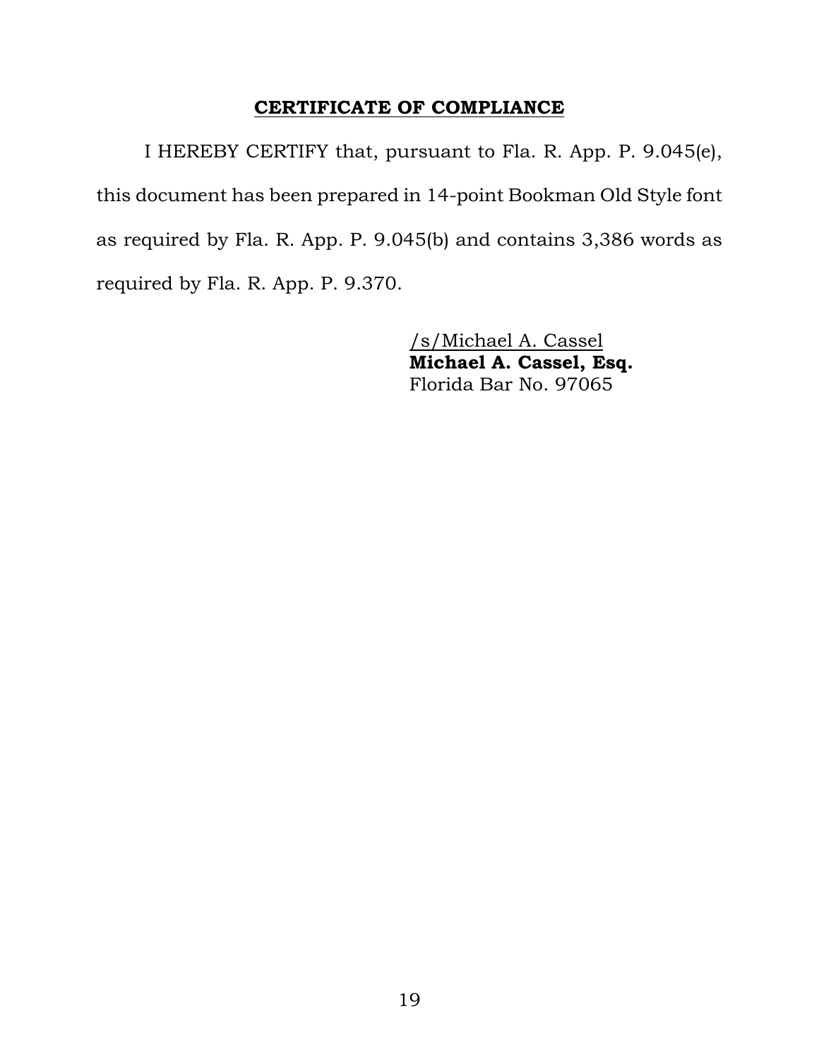## CERTIFICATE OF COMPLIANCE

I HEREBY CERTIFY that, pursuant to Fla. R. App. P. 9.045(e), this document has been prepared in 14-point Bookman Old Style font as required by Fla. R. App. P. 9.045(b) and contains 3,386 words as required by Fla. R. App. P. 9.370.

/s/Michael A. Cassel
**Michael A. Cassel, Esq.**
Florida Bar No. 97065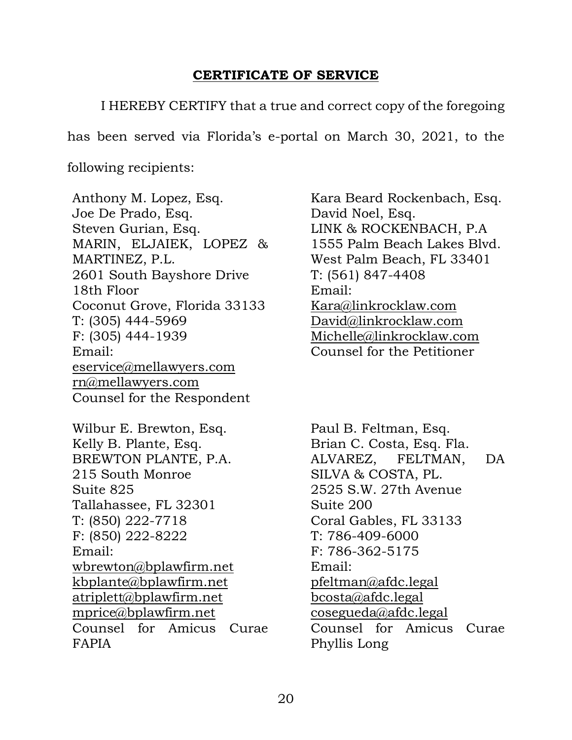## CERTIFICATE OF SERVICE

I HEREBY CERTIFY that a true and correct copy of the foregoing has been served via Florida's e-portal on March 30, 2021, to the following recipients:

Anthony M. Lopez, Esq.
Joe De Prado, Esq.
Steven Gurian, Esq.
MARIN, ELJAIEK, LOPEZ & MARTINEZ, P.L.
2601 South Bayshore Drive
18th Floor
Coconut Grove, Florida 33133
T: (305) 444-5969
F: (305) 444-1939
Email:
eservice@mellawyers.com
rn@mellawyers.com
Counsel for the Respondent

Kara Beard Rockenbach, Esq.
David Noel, Esq.
LINK & ROCKENBACH, P.A
1555 Palm Beach Lakes Blvd.
West Palm Beach, FL 33401
T: (561) 847-4408
Email:
Kara@linkrocklaw.com
David@linkrocklaw.com
Michelle@linkrocklaw.com
Counsel for the Petitioner

Wilbur E. Brewton, Esq.
Kelly B. Plante, Esq.
BREWTON PLANTE, P.A.
215 South Monroe
Suite 825
Tallahassee, FL 32301
T: (850) 222-7718
F: (850) 222-8222
Email:
wbrewton@bplawfirm.net
kbplante@bplawfirm.net
atriplett@bplawfirm.net
mprice@bplawfirm.net
Counsel for Amicus Curae FAPIA

Paul B. Feltman, Esq.
Brian C. Costa, Esq. Fla.
ALVAREZ, FELTMAN, DA SILVA & COSTA, PL.
2525 S.W. 27th Avenue
Suite 200
Coral Gables, FL 33133
T: 786-409-6000
F: 786-362-5175
Email:
pfeltman@afdc.legal
bcosta@afdc.legal
cosegueda@afdc.legal
Counsel for Amicus Curae Phyllis Long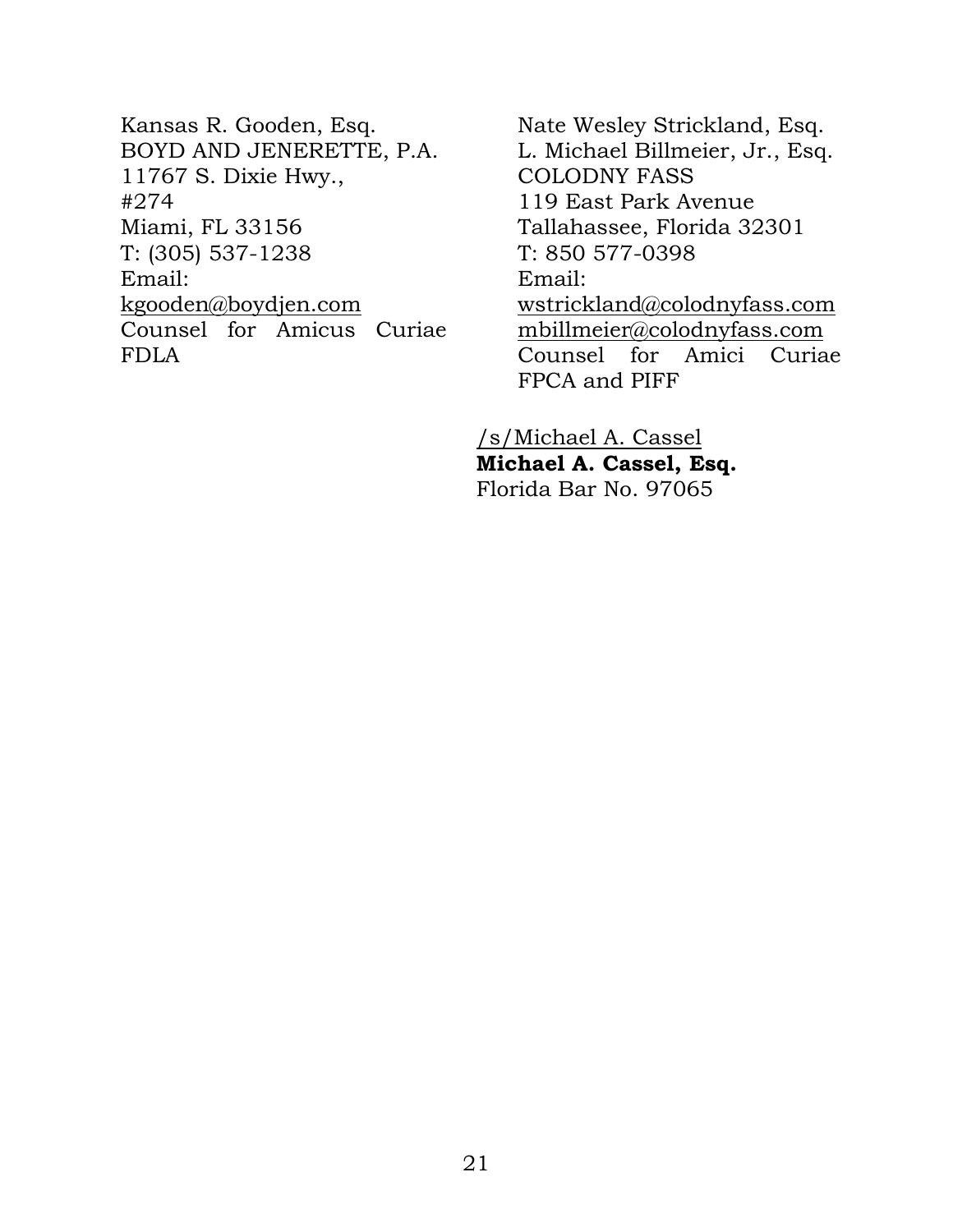Kansas R. Gooden, Esq.
BOYD AND JENERETTE, P.A.
11767 S. Dixie Hwy.,
#274
Miami, FL 33156
T: (305) 537-1238
Email:
kgooden@boydjen.com
Counsel for Amicus Curiae FDLA

Nate Wesley Strickland, Esq.
L. Michael Billmeier, Jr., Esq.
COLODNY FASS
119 East Park Avenue
Tallahassee, Florida 32301
T: 850 577-0398
Email:
wstrickland@colodnyfass.com
mbillmeier@colodnyfass.com
Counsel for Amici Curiae FPCA and PIFF

/s/Michael A. Cassel
**Michael A. Cassel, Esq.**
Florida Bar No. 97065